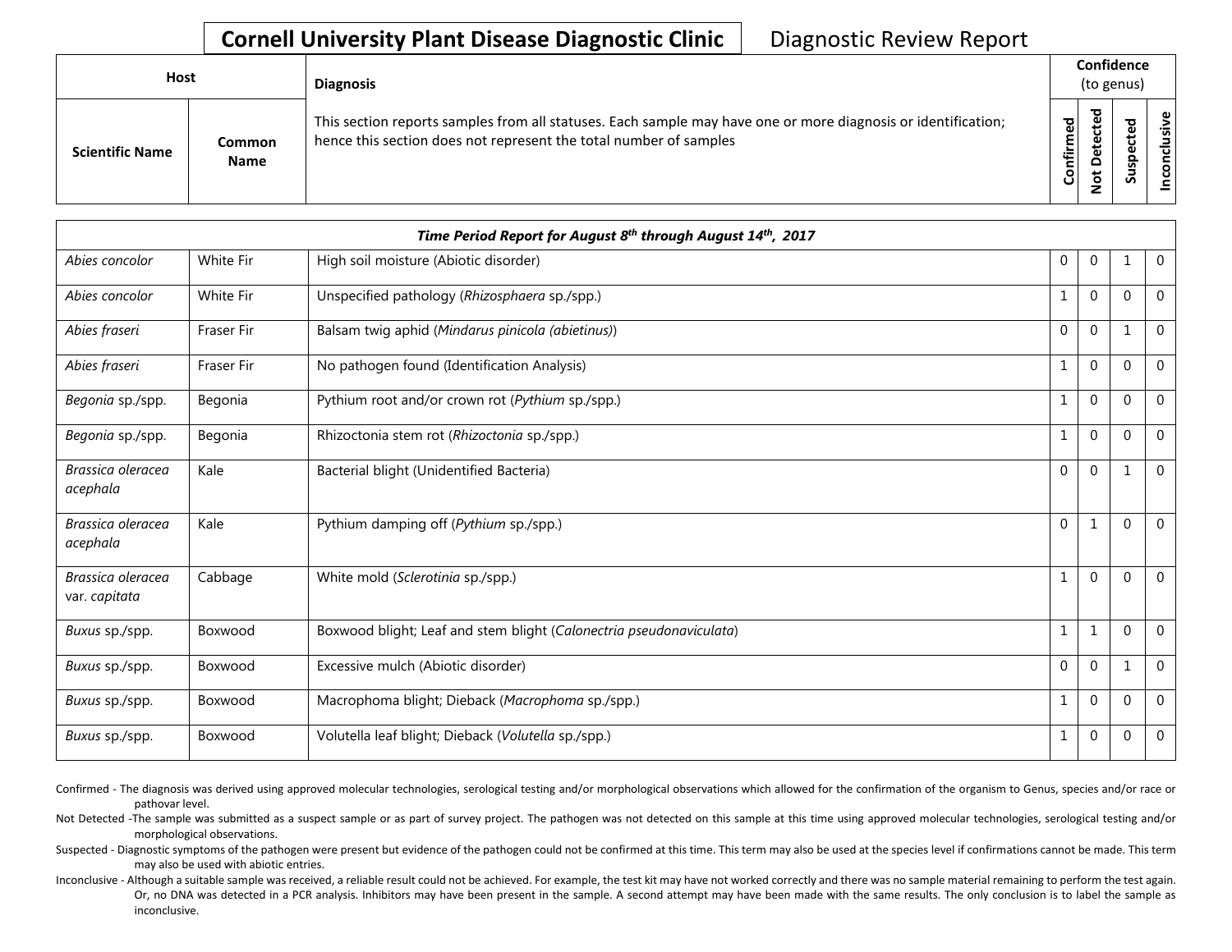# Cornell University Plant Disease Diagnostic Clinic

Diagnostic Review Report

| Host | | Diagnosis | Confidence (to genus) | | | |
|---|---|---|---|---|---|---|
| Scientific Name | Common Name | This section reports samples from all statuses. Each sample may have one or more diagnosis or identification; hence this section does not represent the total number of samples | Confirmed | Not Detected | Suspected | Inconclusive |
| ***Time Period Report for August 8th through August 14th, 2017*** | | | | | | |
| *Abies concolor* | White Fir | High soil moisture (Abiotic disorder) | 0 | 0 | 1 | 0 |
| *Abies concolor* | White Fir | Unspecified pathology (*Rhizosphaera* sp./spp.) | 1 | 0 | 0 | 0 |
| *Abies fraseri* | Fraser Fir | Balsam twig aphid (*Mindarus pinicola (abietinus)*) | 0 | 0 | 1 | 0 |
| *Abies fraseri* | Fraser Fir | No pathogen found (Identification Analysis) | 1 | 0 | 0 | 0 |
| *Begonia* sp./spp. | Begonia | Pythium root and/or crown rot (*Pythium* sp./spp.) | 1 | 0 | 0 | 0 |
| *Begonia* sp./spp. | Begonia | Rhizoctonia stem rot (*Rhizoctonia* sp./spp.) | 1 | 0 | 0 | 0 |
| *Brassica oleracea acephala* | Kale | Bacterial blight (Unidentified Bacteria) | 0 | 0 | 1 | 0 |
| *Brassica oleracea acephala* | Kale | Pythium damping off (*Pythium* sp./spp.) | 0 | 1 | 0 | 0 |
| *Brassica oleracea* var. *capitata* | Cabbage | White mold (*Sclerotinia* sp./spp.) | 1 | 0 | 0 | 0 |
| *Buxus* sp./spp. | Boxwood | Boxwood blight; Leaf and stem blight (*Calonectria pseudonaviculata*) | 1 | 1 | 0 | 0 |
| *Buxus* sp./spp. | Boxwood | Excessive mulch (Abiotic disorder) | 0 | 0 | 1 | 0 |
| *Buxus* sp./spp. | Boxwood | Macrophoma blight; Dieback (*Macrophoma* sp./spp.) | 1 | 0 | 0 | 0 |
| *Buxus* sp./spp. | Boxwood | Volutella leaf blight; Dieback (*Volutella* sp./spp.) | 1 | 0 | 0 | 0 |

Confirmed - The diagnosis was derived using approved molecular technologies, serological testing and/or morphological observations which allowed for the confirmation of the organism to Genus, species and/or race or pathovar level.

Not Detected -The sample was submitted as a suspect sample or as part of survey project. The pathogen was not detected on this sample at this time using approved molecular technologies, serological testing and/or morphological observations.

Suspected - Diagnostic symptoms of the pathogen were present but evidence of the pathogen could not be confirmed at this time. This term may also be used at the species level if confirmations cannot be made. This term may also be used with abiotic entries.

Inconclusive - Although a suitable sample was received, a reliable result could not be achieved. For example, the test kit may have not worked correctly and there was no sample material remaining to perform the test again. Or, no DNA was detected in a PCR analysis. Inhibitors may have been present in the sample. A second attempt may have been made with the same results. The only conclusion is to label the sample as inconclusive.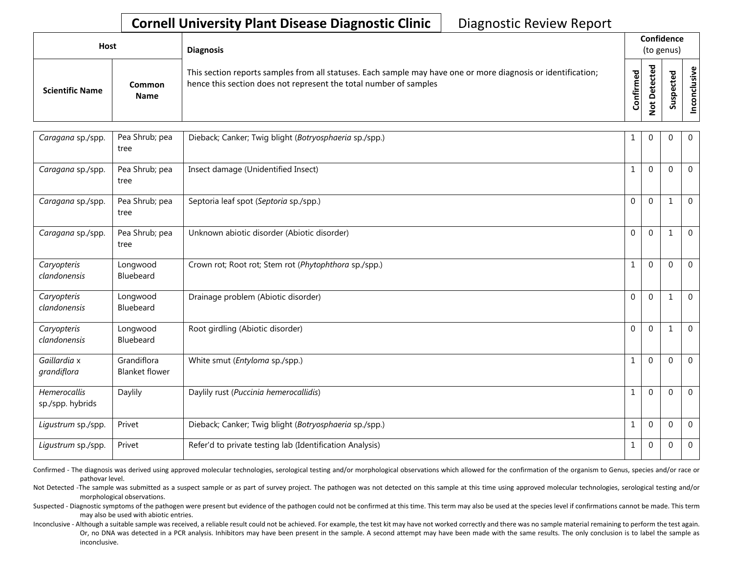# Cornell University Plant Disease Diagnostic Clinic

Diagnostic Review Report

| Host | | Diagnosis | Confidence (to genus) | | | |
|---|---|---|---|---|---|---|
| Scientific Name | Common Name | This section reports samples from all statuses. Each sample may have one or more diagnosis or identification; hence this section does not represent the total number of samples | Confirmed | Not Detected | Suspected | Inconclusive |
| *Caragana* sp./spp. | Pea Shrub; pea tree | Dieback; Canker; Twig blight (*Botryosphaeria* sp./spp.) | 1 | 0 | 0 | 0 |
| *Caragana* sp./spp. | Pea Shrub; pea tree | Insect damage (Unidentified Insect) | 1 | 0 | 0 | 0 |
| *Caragana* sp./spp. | Pea Shrub; pea tree | Septoria leaf spot (*Septoria* sp./spp.) | 0 | 0 | 1 | 0 |
| *Caragana* sp./spp. | Pea Shrub; pea tree | Unknown abiotic disorder (Abiotic disorder) | 0 | 0 | 1 | 0 |
| *Caryopteris clandonensis* | Longwood Bluebeard | Crown rot; Root rot; Stem rot (*Phytophthora* sp./spp.) | 1 | 0 | 0 | 0 |
| *Caryopteris clandonensis* | Longwood Bluebeard | Drainage problem (Abiotic disorder) | 0 | 0 | 1 | 0 |
| *Caryopteris clandonensis* | Longwood Bluebeard | Root girdling (Abiotic disorder) | 0 | 0 | 1 | 0 |
| *Gaillardia* x *grandiflora* | Grandiflora Blanket flower | White smut (*Entyloma* sp./spp.) | 1 | 0 | 0 | 0 |
| *Hemerocallis* sp./spp. hybrids | Daylily | Daylily rust (*Puccinia hemerocallidis*) | 1 | 0 | 0 | 0 |
| *Ligustrum* sp./spp. | Privet | Dieback; Canker; Twig blight (*Botryosphaeria* sp./spp.) | 1 | 0 | 0 | 0 |
| *Ligustrum* sp./spp. | Privet | Refer'd to private testing lab (Identification Analysis) | 1 | 0 | 0 | 0 |

Confirmed - The diagnosis was derived using approved molecular technologies, serological testing and/or morphological observations which allowed for the confirmation of the organism to Genus, species and/or race or pathovar level.

Not Detected -The sample was submitted as a suspect sample or as part of survey project. The pathogen was not detected on this sample at this time using approved molecular technologies, serological testing and/or morphological observations.

Suspected - Diagnostic symptoms of the pathogen were present but evidence of the pathogen could not be confirmed at this time. This term may also be used at the species level if confirmations cannot be made. This term may also be used with abiotic entries.

Inconclusive - Although a suitable sample was received, a reliable result could not be achieved. For example, the test kit may have not worked correctly and there was no sample material remaining to perform the test again. Or, no DNA was detected in a PCR analysis. Inhibitors may have been present in the sample. A second attempt may have been made with the same results. The only conclusion is to label the sample as inconclusive.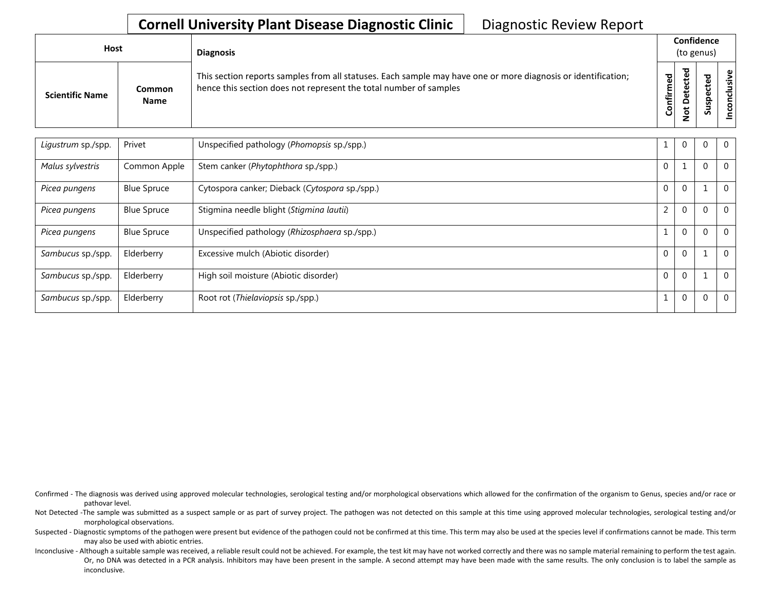**Cornell University Plant Disease Diagnostic Clinic** Diagnostic Review Report

| Host | | Diagnosis | Confidence (to genus) | | | |
|---|---|---|---|---|---|---|
| **Scientific Name** | **Common Name** | This section reports samples from all statuses. Each sample may have one or more diagnosis or identification; hence this section does not represent the total number of samples | **Confirmed** | **Not Detected** | **Suspected** | **Inconclusive** |
| *Ligustrum* sp./spp. | Privet | Unspecified pathology (*Phomopsis* sp./spp.) | 1 | 0 | 0 | 0 |
| *Malus sylvestris* | Common Apple | Stem canker (*Phytophthora* sp./spp.) | 0 | 1 | 0 | 0 |
| *Picea pungens* | Blue Spruce | Cytospora canker; Dieback (*Cytospora* sp./spp.) | 0 | 0 | 1 | 0 |
| *Picea pungens* | Blue Spruce | Stigmina needle blight (*Stigmina lautii*) | 2 | 0 | 0 | 0 |
| *Picea pungens* | Blue Spruce | Unspecified pathology (*Rhizosphaera* sp./spp.) | 1 | 0 | 0 | 0 |
| *Sambucus* sp./spp. | Elderberry | Excessive mulch (Abiotic disorder) | 0 | 0 | 1 | 0 |
| *Sambucus* sp./spp. | Elderberry | High soil moisture (Abiotic disorder) | 0 | 0 | 1 | 0 |
| *Sambucus* sp./spp. | Elderberry | Root rot (*Thielaviopsis* sp./spp.) | 1 | 0 | 0 | 0 |

Confirmed - The diagnosis was derived using approved molecular technologies, serological testing and/or morphological observations which allowed for the confirmation of the organism to Genus, species and/or race or pathovar level.

Not Detected -The sample was submitted as a suspect sample or as part of survey project. The pathogen was not detected on this sample at this time using approved molecular technologies, serological testing and/or morphological observations.

Suspected - Diagnostic symptoms of the pathogen were present but evidence of the pathogen could not be confirmed at this time. This term may also be used at the species level if confirmations cannot be made. This term may also be used with abiotic entries.

Inconclusive - Although a suitable sample was received, a reliable result could not be achieved. For example, the test kit may have not worked correctly and there was no sample material remaining to perform the test again. Or, no DNA was detected in a PCR analysis. Inhibitors may have been present in the sample. A second attempt may have been made with the same results. The only conclusion is to label the sample as inconclusive.